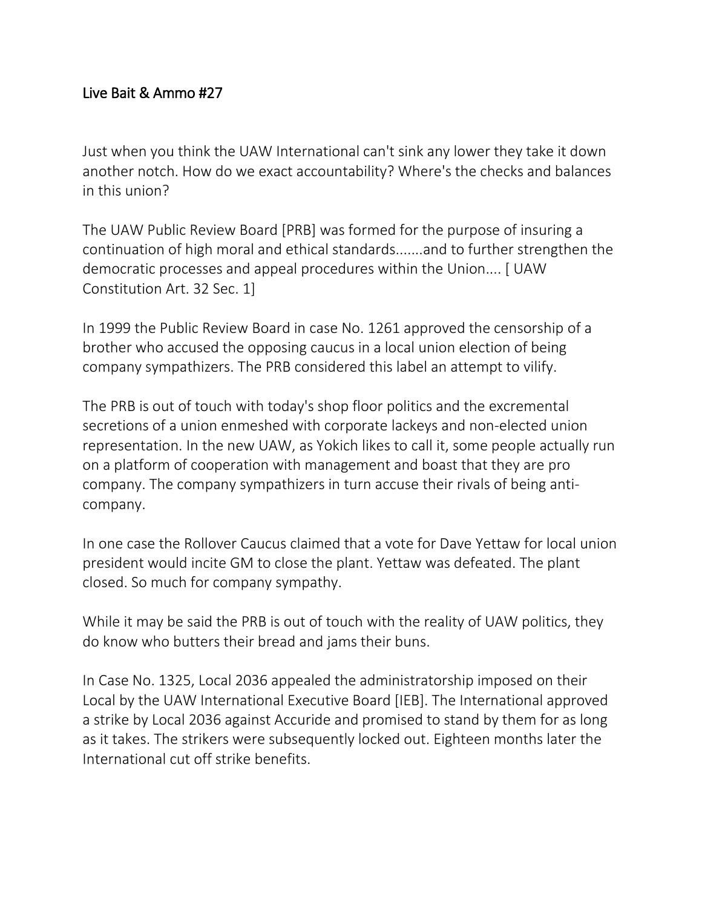# Live Bait & Ammo #27

Just when you think the UAW International can't sink any lower they take it down another notch. How do we exact accountability? Where's the checks and balances in this union?

The UAW Public Review Board [PRB] was formed for the purpose of insuring a continuation of high moral and ethical standards.......and to further strengthen the democratic processes and appeal procedures within the Union.... [ UAW Constitution Art. 32 Sec. 1]

In 1999 the Public Review Board in case No. 1261 approved the censorship of a brother who accused the opposing caucus in a local union election of being company sympathizers. The PRB considered this label an attempt to vilify.

The PRB is out of touch with today's shop floor politics and the excremental secretions of a union enmeshed with corporate lackeys and non-elected union representation. In the new UAW, as Yokich likes to call it, some people actually run on a platform of cooperation with management and boast that they are pro company. The company sympathizers in turn accuse their rivals of being anti-company.

In one case the Rollover Caucus claimed that a vote for Dave Yettaw for local union president would incite GM to close the plant. Yettaw was defeated. The plant closed. So much for company sympathy.

While it may be said the PRB is out of touch with the reality of UAW politics, they do know who butters their bread and jams their buns.

In Case No. 1325, Local 2036 appealed the administratorship imposed on their Local by the UAW International Executive Board [IEB]. The International approved a strike by Local 2036 against Accuride and promised to stand by them for as long as it takes. The strikers were subsequently locked out. Eighteen months later the International cut off strike benefits.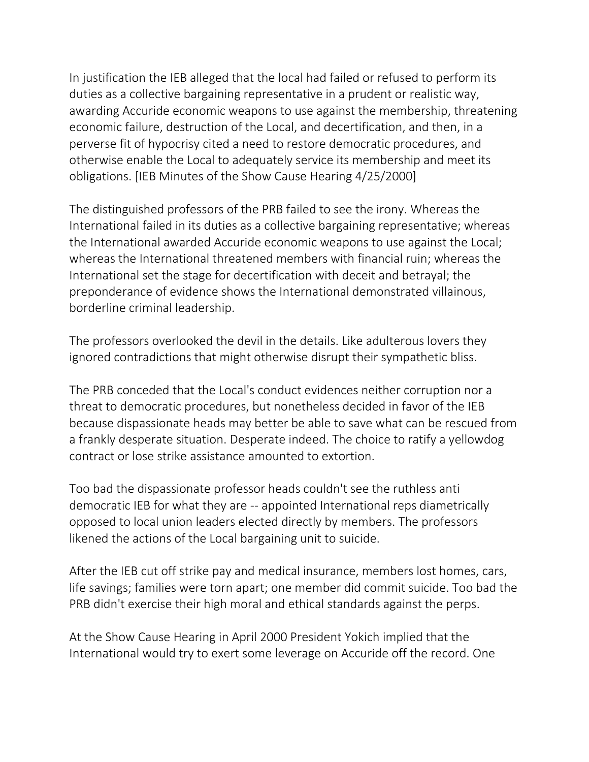In justification the IEB alleged that the local had failed or refused to perform its duties as a collective bargaining representative in a prudent or realistic way, awarding Accuride economic weapons to use against the membership, threatening economic failure, destruction of the Local, and decertification, and then, in a perverse fit of hypocrisy cited a need to restore democratic procedures, and otherwise enable the Local to adequately service its membership and meet its obligations. [IEB Minutes of the Show Cause Hearing 4/25/2000]

The distinguished professors of the PRB failed to see the irony. Whereas the International failed in its duties as a collective bargaining representative; whereas the International awarded Accuride economic weapons to use against the Local; whereas the International threatened members with financial ruin; whereas the International set the stage for decertification with deceit and betrayal; the preponderance of evidence shows the International demonstrated villainous, borderline criminal leadership.

The professors overlooked the devil in the details. Like adulterous lovers they ignored contradictions that might otherwise disrupt their sympathetic bliss.

The PRB conceded that the Local's conduct evidences neither corruption nor a threat to democratic procedures, but nonetheless decided in favor of the IEB because dispassionate heads may better be able to save what can be rescued from a frankly desperate situation. Desperate indeed. The choice to ratify a yellowdog contract or lose strike assistance amounted to extortion.

Too bad the dispassionate professor heads couldn't see the ruthless anti democratic IEB for what they are -- appointed International reps diametrically opposed to local union leaders elected directly by members. The professors likened the actions of the Local bargaining unit to suicide.

After the IEB cut off strike pay and medical insurance, members lost homes, cars, life savings; families were torn apart; one member did commit suicide. Too bad the PRB didn't exercise their high moral and ethical standards against the perps.

At the Show Cause Hearing in April 2000 President Yokich implied that the International would try to exert some leverage on Accuride off the record. One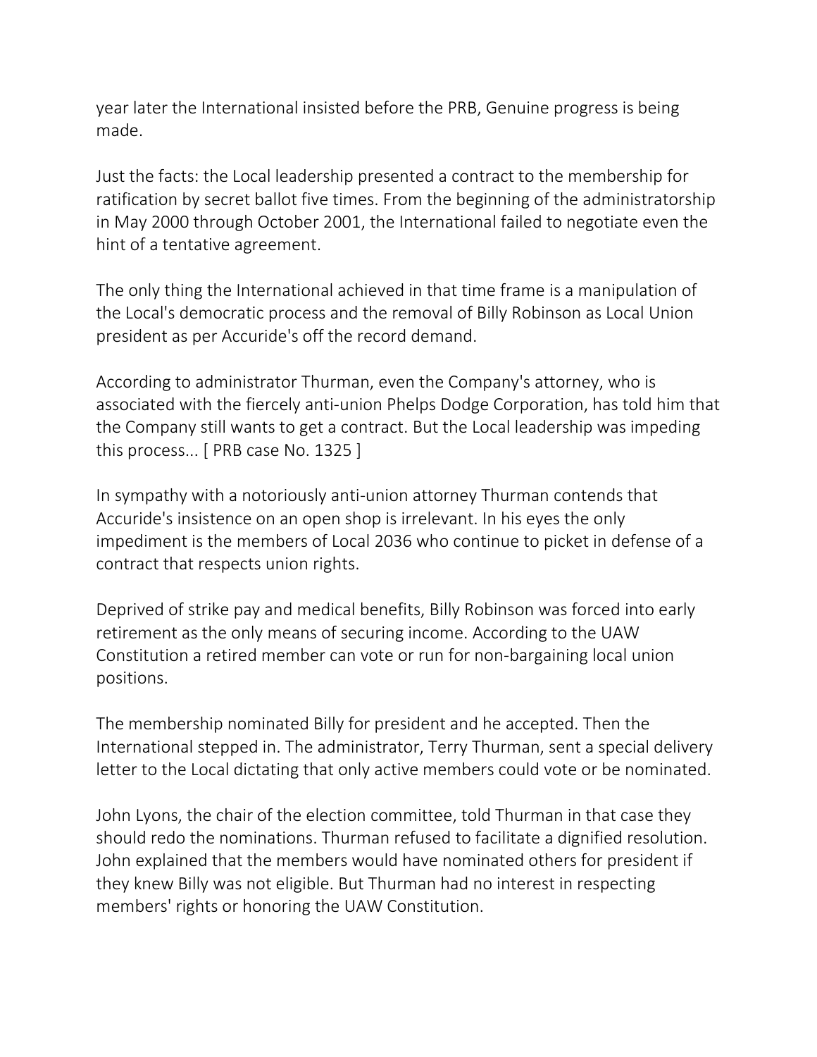year later the International insisted before the PRB, Genuine progress is being made.

Just the facts: the Local leadership presented a contract to the membership for ratification by secret ballot five times. From the beginning of the administratorship in May 2000 through October 2001, the International failed to negotiate even the hint of a tentative agreement.

The only thing the International achieved in that time frame is a manipulation of the Local's democratic process and the removal of Billy Robinson as Local Union president as per Accuride's off the record demand.

According to administrator Thurman, even the Company's attorney, who is associated with the fiercely anti-union Phelps Dodge Corporation, has told him that the Company still wants to get a contract. But the Local leadership was impeding this process... [ PRB case No. 1325 ]

In sympathy with a notoriously anti-union attorney Thurman contends that Accuride's insistence on an open shop is irrelevant. In his eyes the only impediment is the members of Local 2036 who continue to picket in defense of a contract that respects union rights.

Deprived of strike pay and medical benefits, Billy Robinson was forced into early retirement as the only means of securing income. According to the UAW Constitution a retired member can vote or run for non-bargaining local union positions.

The membership nominated Billy for president and he accepted. Then the International stepped in. The administrator, Terry Thurman, sent a special delivery letter to the Local dictating that only active members could vote or be nominated.

John Lyons, the chair of the election committee, told Thurman in that case they should redo the nominations. Thurman refused to facilitate a dignified resolution. John explained that the members would have nominated others for president if they knew Billy was not eligible. But Thurman had no interest in respecting members' rights or honoring the UAW Constitution.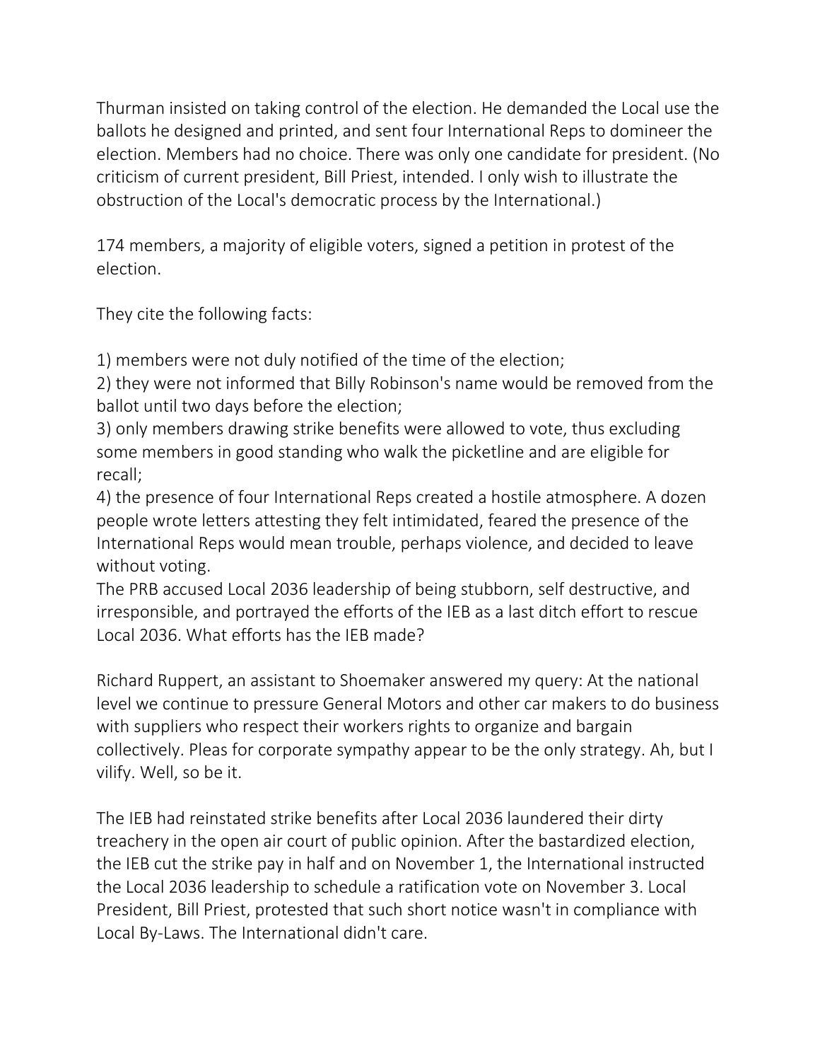Thurman insisted on taking control of the election. He demanded the Local use the ballots he designed and printed, and sent four International Reps to domineer the election. Members had no choice. There was only one candidate for president. (No criticism of current president, Bill Priest, intended. I only wish to illustrate the obstruction of the Local's democratic process by the International.)

174 members, a majority of eligible voters, signed a petition in protest of the election.

They cite the following facts:

1) members were not duly notified of the time of the election;
2) they were not informed that Billy Robinson's name would be removed from the ballot until two days before the election;
3) only members drawing strike benefits were allowed to vote, thus excluding some members in good standing who walk the picketline and are eligible for recall;
4) the presence of four International Reps created a hostile atmosphere. A dozen people wrote letters attesting they felt intimidated, feared the presence of the International Reps would mean trouble, perhaps violence, and decided to leave without voting.

The PRB accused Local 2036 leadership of being stubborn, self destructive, and irresponsible, and portrayed the efforts of the IEB as a last ditch effort to rescue Local 2036. What efforts has the IEB made?

Richard Ruppert, an assistant to Shoemaker answered my query: At the national level we continue to pressure General Motors and other car makers to do business with suppliers who respect their workers rights to organize and bargain collectively. Pleas for corporate sympathy appear to be the only strategy. Ah, but I vilify. Well, so be it.

The IEB had reinstated strike benefits after Local 2036 laundered their dirty treachery in the open air court of public opinion. After the bastardized election, the IEB cut the strike pay in half and on November 1, the International instructed the Local 2036 leadership to schedule a ratification vote on November 3. Local President, Bill Priest, protested that such short notice wasn't in compliance with Local By-Laws. The International didn't care.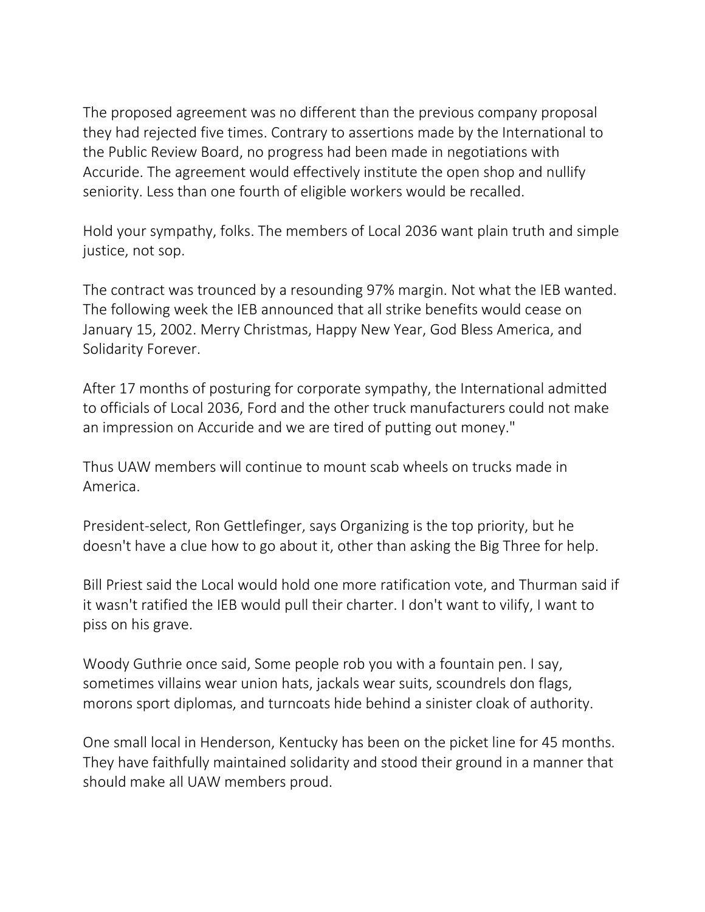The proposed agreement was no different than the previous company proposal they had rejected five times. Contrary to assertions made by the International to the Public Review Board, no progress had been made in negotiations with Accuride. The agreement would effectively institute the open shop and nullify seniority. Less than one fourth of eligible workers would be recalled.

Hold your sympathy, folks. The members of Local 2036 want plain truth and simple justice, not sop.

The contract was trounced by a resounding 97% margin. Not what the IEB wanted. The following week the IEB announced that all strike benefits would cease on January 15, 2002. Merry Christmas, Happy New Year, God Bless America, and Solidarity Forever.

After 17 months of posturing for corporate sympathy, the International admitted to officials of Local 2036, Ford and the other truck manufacturers could not make an impression on Accuride and we are tired of putting out money."

Thus UAW members will continue to mount scab wheels on trucks made in America.

President-select, Ron Gettlefinger, says Organizing is the top priority, but he doesn't have a clue how to go about it, other than asking the Big Three for help.

Bill Priest said the Local would hold one more ratification vote, and Thurman said if it wasn't ratified the IEB would pull their charter. I don't want to vilify, I want to piss on his grave.

Woody Guthrie once said, Some people rob you with a fountain pen. I say, sometimes villains wear union hats, jackals wear suits, scoundrels don flags, morons sport diplomas, and turncoats hide behind a sinister cloak of authority.

One small local in Henderson, Kentucky has been on the picket line for 45 months. They have faithfully maintained solidarity and stood their ground in a manner that should make all UAW members proud.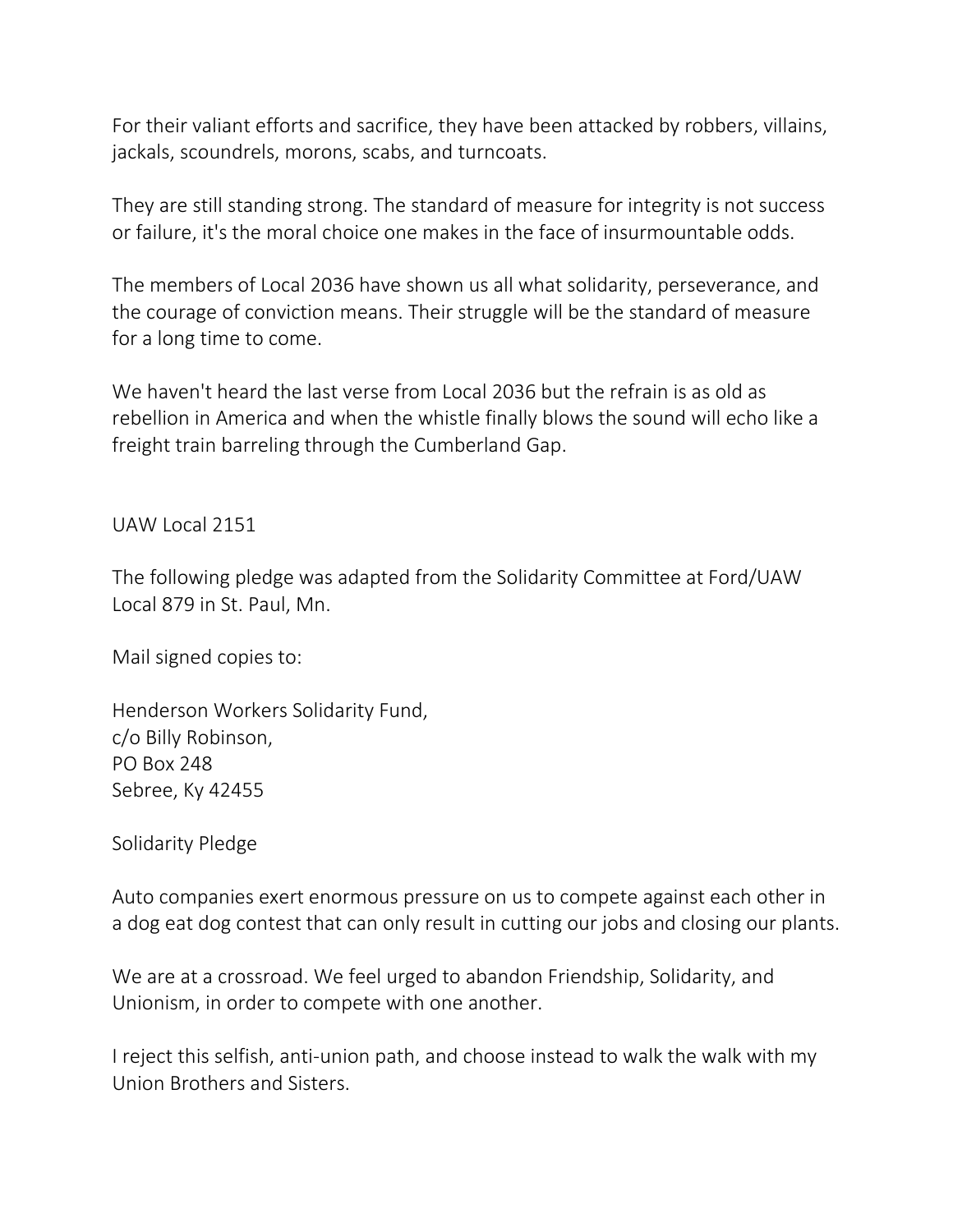For their valiant efforts and sacrifice, they have been attacked by robbers, villains, jackals, scoundrels, morons, scabs, and turncoats.

They are still standing strong. The standard of measure for integrity is not success or failure, it's the moral choice one makes in the face of insurmountable odds.

The members of Local 2036 have shown us all what solidarity, perseverance, and the courage of conviction means. Their struggle will be the standard of measure for a long time to come.

We haven't heard the last verse from Local 2036 but the refrain is as old as rebellion in America and when the whistle finally blows the sound will echo like a freight train barreling through the Cumberland Gap.

UAW Local 2151

The following pledge was adapted from the Solidarity Committee at Ford/UAW Local 879 in St. Paul, Mn.

Mail signed copies to:

Henderson Workers Solidarity Fund,  
c/o Billy Robinson,  
PO Box 248  
Sebree, Ky 42455

Solidarity Pledge

Auto companies exert enormous pressure on us to compete against each other in a dog eat dog contest that can only result in cutting our jobs and closing our plants.

We are at a crossroad. We feel urged to abandon Friendship, Solidarity, and Unionism, in order to compete with one another.

I reject this selfish, anti-union path, and choose instead to walk the walk with my Union Brothers and Sisters.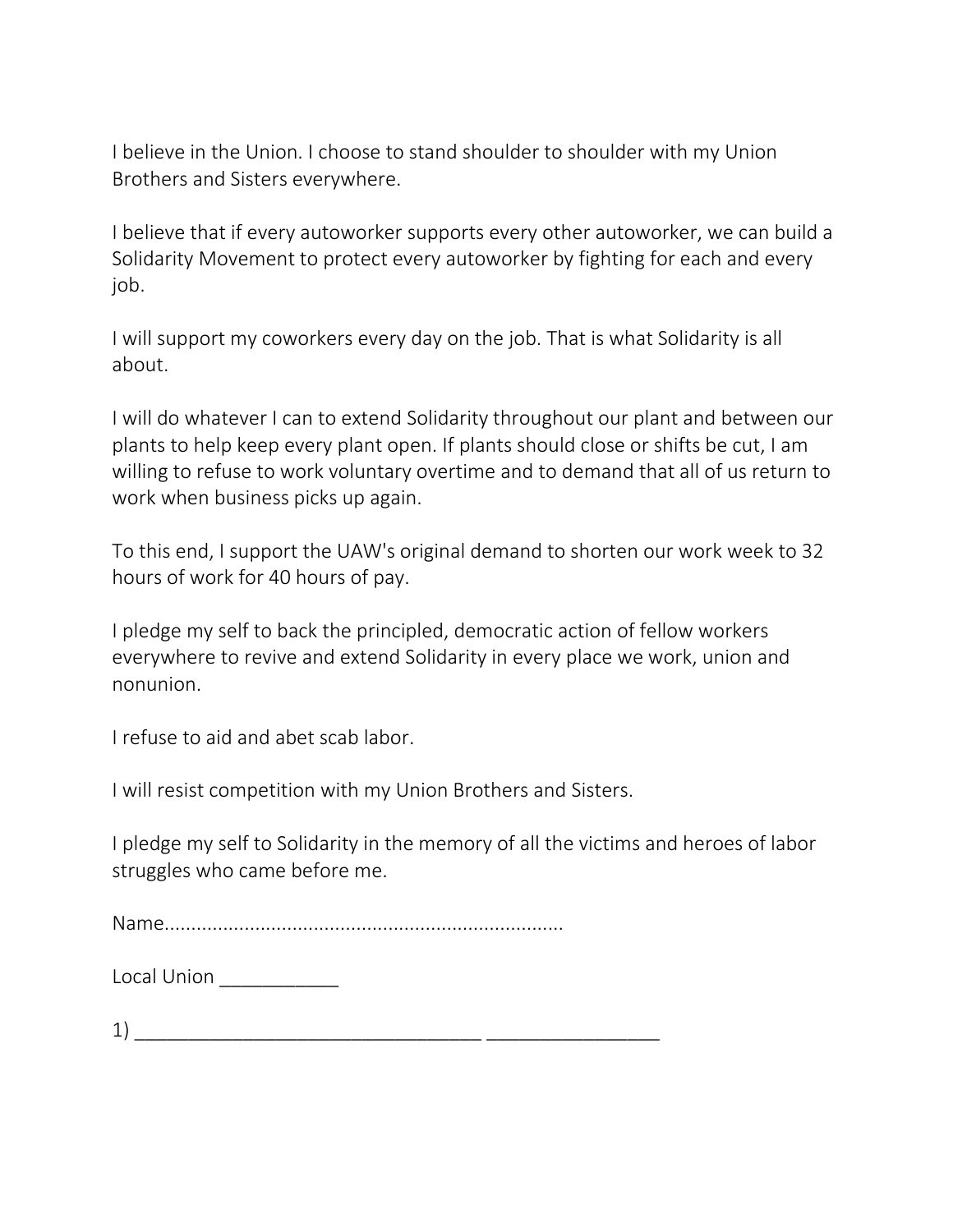I believe in the Union. I choose to stand shoulder to shoulder with my Union Brothers and Sisters everywhere.

I believe that if every autoworker supports every other autoworker, we can build a Solidarity Movement to protect every autoworker by fighting for each and every job.

I will support my coworkers every day on the job. That is what Solidarity is all about.

I will do whatever I can to extend Solidarity throughout our plant and between our plants to help keep every plant open. If plants should close or shifts be cut, I am willing to refuse to work voluntary overtime and to demand that all of us return to work when business picks up again.

To this end, I support the UAW's original demand to shorten our work week to 32 hours of work for 40 hours of pay.

I pledge my self to back the principled, democratic action of fellow workers everywhere to revive and extend Solidarity in every place we work, union and nonunion.

I refuse to aid and abet scab labor.

I will resist competition with my Union Brothers and Sisters.

I pledge my self to Solidarity in the memory of all the victims and heroes of labor struggles who came before me.

Name.........................................................................

Local Union ___________

1) ________________________________ ________________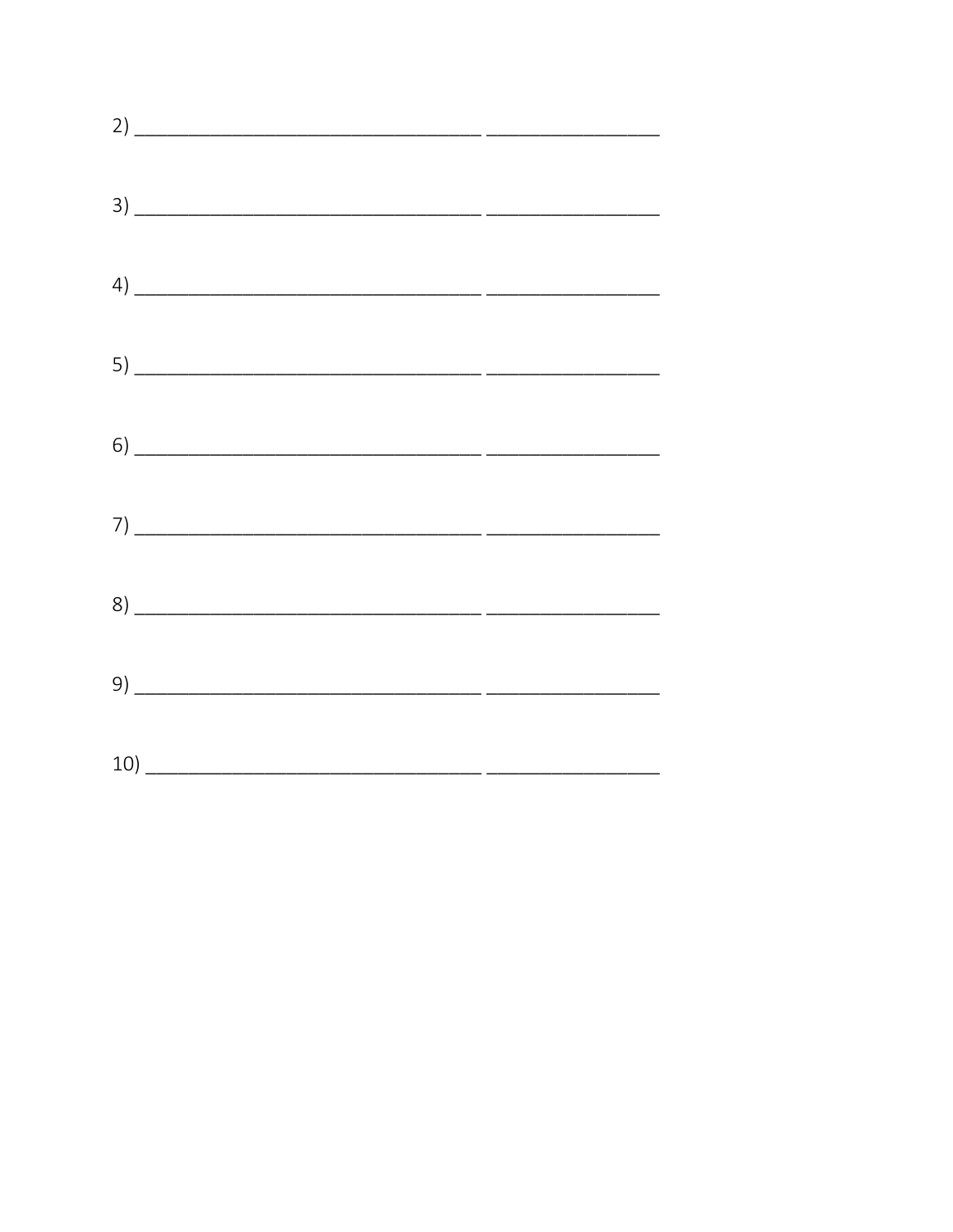2) ___________________________________ _________________

3) ___________________________________ _________________

4) ___________________________________ _________________

5) ___________________________________ _________________

6) ___________________________________ _________________

7) ___________________________________ _________________

8) ___________________________________ _________________

9) ___________________________________ _________________

10) _________________________________ _________________